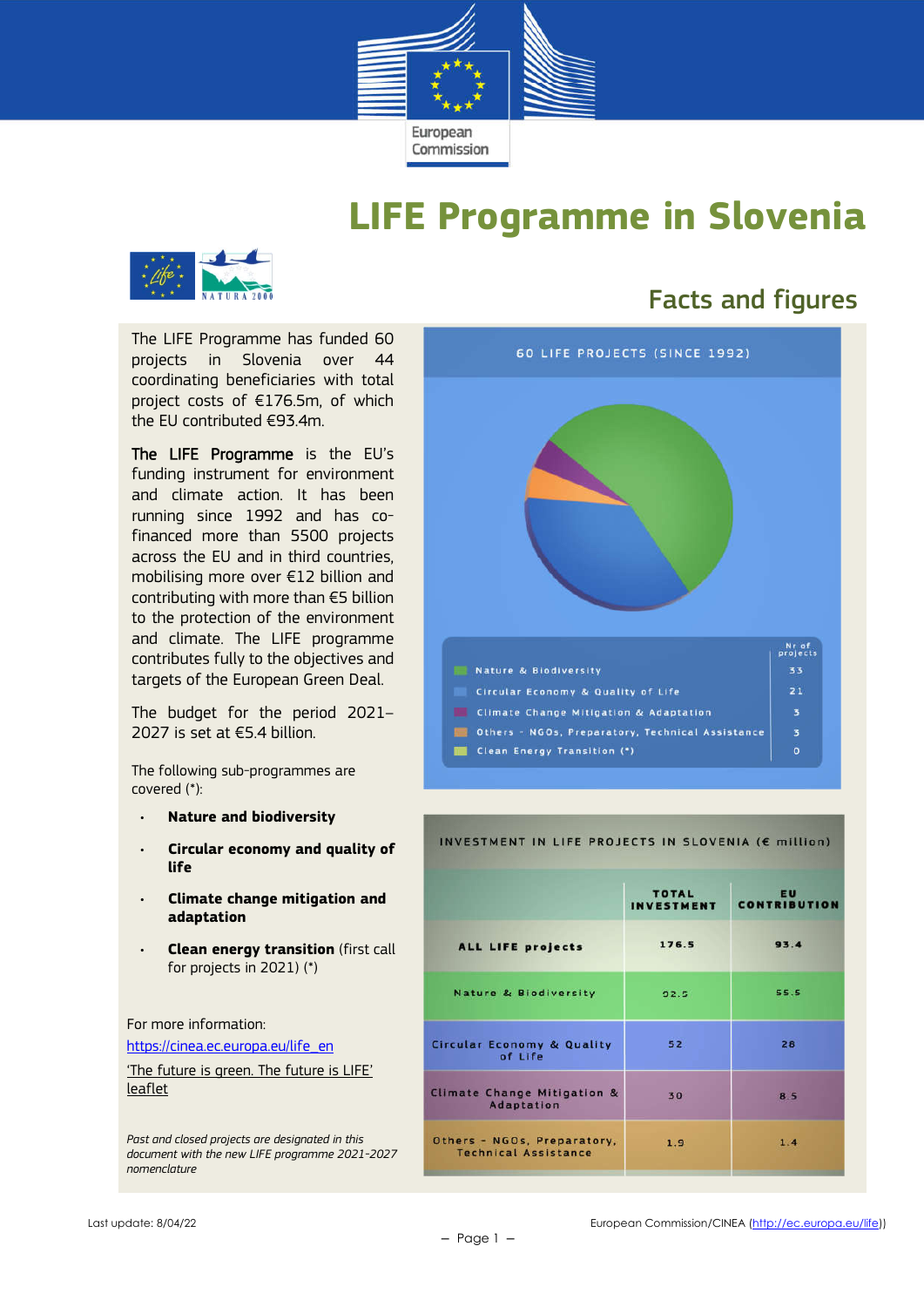# LIFE Programme in Slovenia

## Facts and figures

The LIFE Programme has funded 60 projects in Slovenia over 44 coordinating beneficiaries with total project costs of €176.5m, of which the EU contributed €93.4m.

**The LIFE Programme** is the EU's funding instrument for environment and climate action. It has been running since 1992 and has co-financed more than 5500 projects across the EU and in third countries, mobilising more over €12 billion and contributing with more than €5 billion to the protection of the environment and climate. The LIFE programme contributes fully to the objectives and targets of the European Green Deal.

The budget for the period 2021–2027 is set at €5.4 billion.

The following sub-programmes are covered (*):

- **Nature and biodiversity**
- **Circular economy and quality of life**
- **Climate change mitigation and adaptation**
- **Clean energy transition** (first call for projects in 2021) (*)

For more information:

[https://cinea.ec.europa.eu/life_en](https://cinea.ec.europa.eu/life_en)

['The future is green. The future is LIFE' leaflet]()

*Past and closed projects are designated in this document with the new LIFE programme 2021-2027 nomenclature*

### 60 LIFE PROJECTS (SINCE 1992)

| | Nr of projects |
|---|---|
| Nature & Biodiversity | 33 |
| Circular Economy & Quality of Life | 21 |
| Climate Change Mitigation & Adaptation | 3 |
| Others - NGOs, Preparatory, Technical Assistance | 3 |
| Clean Energy Transition (*) | 0 |

### INVESTMENT IN LIFE PROJECTS IN SLOVENIA (€ million)

| | TOTAL INVESTMENT | EU CONTRIBUTION |
|---|---|---|
| ALL LIFE projects | 176.5 | 93.4 |
| Nature & Biodiversity | 92.5 | 55.5 |
| Circular Economy & Quality of Life | 52 | 28 |
| Climate Change Mitigation & Adaptation | 30 | 8.5 |
| Others - NGOs, Preparatory, Technical Assistance | 1.9 | 1.4 |

Last update: 8/04/22

European Commission/CINEA ([http://ec.europa.eu/life](http://ec.europa.eu/life))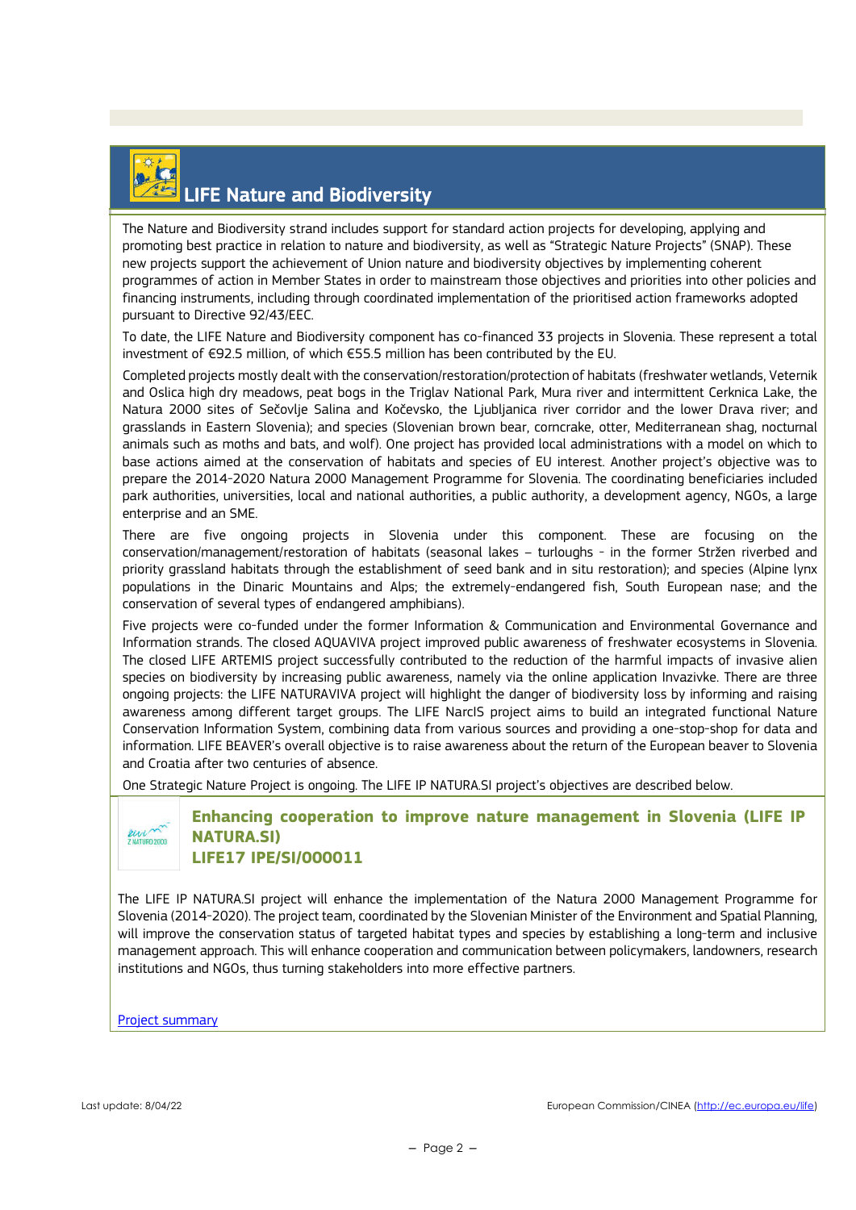## LIFE Nature and Biodiversity

The Nature and Biodiversity strand includes support for standard action projects for developing, applying and promoting best practice in relation to nature and biodiversity, as well as "Strategic Nature Projects" (SNAP). These new projects support the achievement of Union nature and biodiversity objectives by implementing coherent programmes of action in Member States in order to mainstream those objectives and priorities into other policies and financing instruments, including through coordinated implementation of the prioritised action frameworks adopted pursuant to Directive 92/43/EEC.

To date, the LIFE Nature and Biodiversity component has co-financed 33 projects in Slovenia. These represent a total investment of €92.5 million, of which €55.5 million has been contributed by the EU.

Completed projects mostly dealt with the conservation/restoration/protection of habitats (freshwater wetlands, Veternik and Oslica high dry meadows, peat bogs in the Triglav National Park, Mura river and intermittent Cerknica Lake, the Natura 2000 sites of Sečovlje Salina and Kočevsko, the Ljubljanica river corridor and the lower Drava river; and grasslands in Eastern Slovenia); and species (Slovenian brown bear, corncrake, otter, Mediterranean shag, nocturnal animals such as moths and bats, and wolf). One project has provided local administrations with a model on which to base actions aimed at the conservation of habitats and species of EU interest. Another project's objective was to prepare the 2014-2020 Natura 2000 Management Programme for Slovenia. The coordinating beneficiaries included park authorities, universities, local and national authorities, a public authority, a development agency, NGOs, a large enterprise and an SME.

There are five ongoing projects in Slovenia under this component. These are focusing on the conservation/management/restoration of habitats (seasonal lakes – turloughs - in the former Stržen riverbed and priority grassland habitats through the establishment of seed bank and in situ restoration); and species (Alpine lynx populations in the Dinaric Mountains and Alps; the extremely-endangered fish, South European nase; and the conservation of several types of endangered amphibians).

Five projects were co-funded under the former Information & Communication and Environmental Governance and Information strands. The closed AQUAVIVA project improved public awareness of freshwater ecosystems in Slovenia. The closed LIFE ARTEMIS project successfully contributed to the reduction of the harmful impacts of invasive alien species on biodiversity by increasing public awareness, namely via the online application Invazivke. There are three ongoing projects: the LIFE NATURAVIVA project will highlight the danger of biodiversity loss by informing and raising awareness among different target groups. The LIFE NarcIS project aims to build an integrated functional Nature Conservation Information System, combining data from various sources and providing a one-stop-shop for data and information. LIFE BEAVER's overall objective is to raise awareness about the return of the European beaver to Slovenia and Croatia after two centuries of absence.

One Strategic Nature Project is ongoing. The LIFE IP NATURA.SI project's objectives are described below.

### Enhancing cooperation to improve nature management in Slovenia (LIFE IP NATURA.SI)
### LIFE17 IPE/SI/000011

The LIFE IP NATURA.SI project will enhance the implementation of the Natura 2000 Management Programme for Slovenia (2014-2020). The project team, coordinated by the Slovenian Minister of the Environment and Spatial Planning, will improve the conservation status of targeted habitat types and species by establishing a long-term and inclusive management approach. This will enhance cooperation and communication between policymakers, landowners, research institutions and NGOs, thus turning stakeholders into more effective partners.

[Project summary](#)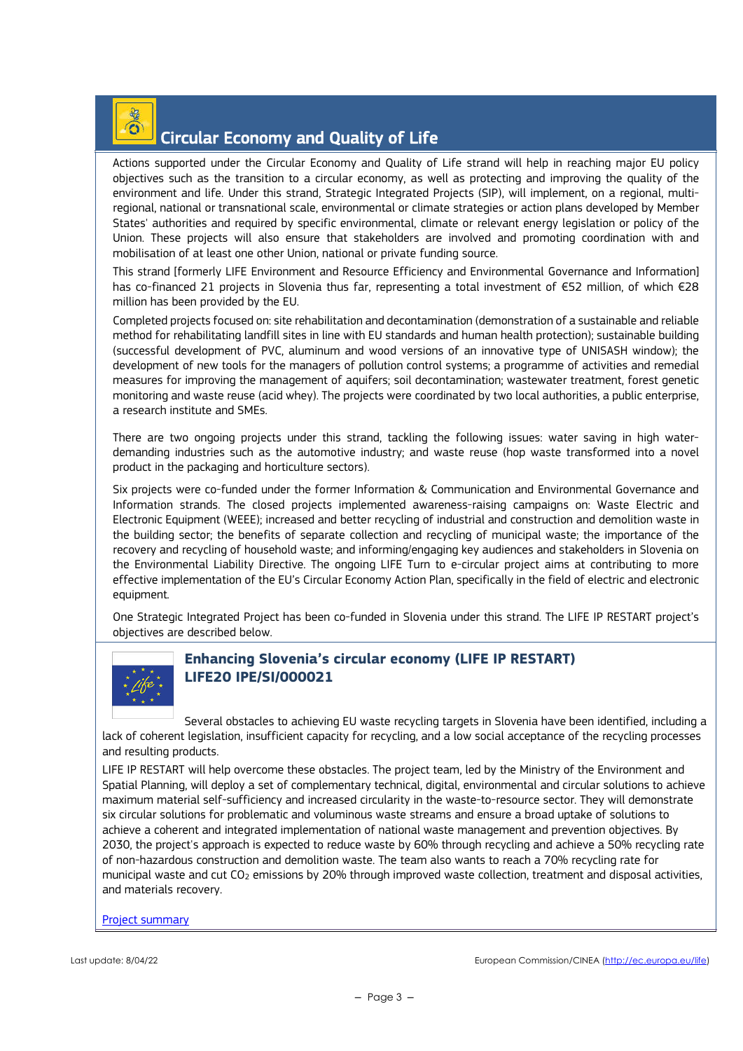## Circular Economy and Quality of Life

Actions supported under the Circular Economy and Quality of Life strand will help in reaching major EU policy objectives such as the transition to a circular economy, as well as protecting and improving the quality of the environment and life. Under this strand, Strategic Integrated Projects (SIP), will implement, on a regional, multi-regional, national or transnational scale, environmental or climate strategies or action plans developed by Member States' authorities and required by specific environmental, climate or relevant energy legislation or policy of the Union. These projects will also ensure that stakeholders are involved and promoting coordination with and mobilisation of at least one other Union, national or private funding source.

This strand [formerly LIFE Environment and Resource Efficiency and Environmental Governance and Information] has co-financed 21 projects in Slovenia thus far, representing a total investment of €52 million, of which €28 million has been provided by the EU.

Completed projects focused on: site rehabilitation and decontamination (demonstration of a sustainable and reliable method for rehabilitating landfill sites in line with EU standards and human health protection); sustainable building (successful development of PVC, aluminum and wood versions of an innovative type of UNISASH window); the development of new tools for the managers of pollution control systems; a programme of activities and remedial measures for improving the management of aquifers; soil decontamination; wastewater treatment, forest genetic monitoring and waste reuse (acid whey). The projects were coordinated by two local authorities, a public enterprise, a research institute and SMEs.

There are two ongoing projects under this strand, tackling the following issues: water saving in high water-demanding industries such as the automotive industry; and waste reuse (hop waste transformed into a novel product in the packaging and horticulture sectors).

Six projects were co-funded under the former Information & Communication and Environmental Governance and Information strands. The closed projects implemented awareness-raising campaigns on: Waste Electric and Electronic Equipment (WEEE); increased and better recycling of industrial and construction and demolition waste in the building sector; the benefits of separate collection and recycling of municipal waste; the importance of the recovery and recycling of household waste; and informing/engaging key audiences and stakeholders in Slovenia on the Environmental Liability Directive. The ongoing LIFE Turn to e-circular project aims at contributing to more effective implementation of the EU's Circular Economy Action Plan, specifically in the field of electric and electronic equipment.

One Strategic Integrated Project has been co-funded in Slovenia under this strand. The LIFE IP RESTART project's objectives are described below.

### Enhancing Slovenia's circular economy (LIFE IP RESTART) LIFE20 IPE/SI/000021

Several obstacles to achieving EU waste recycling targets in Slovenia have been identified, including a lack of coherent legislation, insufficient capacity for recycling, and a low social acceptance of the recycling processes and resulting products.

LIFE IP RESTART will help overcome these obstacles. The project team, led by the Ministry of the Environment and Spatial Planning, will deploy a set of complementary technical, digital, environmental and circular solutions to achieve maximum material self-sufficiency and increased circularity in the waste-to-resource sector. They will demonstrate six circular solutions for problematic and voluminous waste streams and ensure a broad uptake of solutions to achieve a coherent and integrated implementation of national waste management and prevention objectives. By 2030, the project's approach is expected to reduce waste by 60% through recycling and achieve a 50% recycling rate of non-hazardous construction and demolition waste. The team also wants to reach a 70% recycling rate for municipal waste and cut $CO_2$ emissions by 20% through improved waste collection, treatment and disposal activities, and materials recovery.

Project summary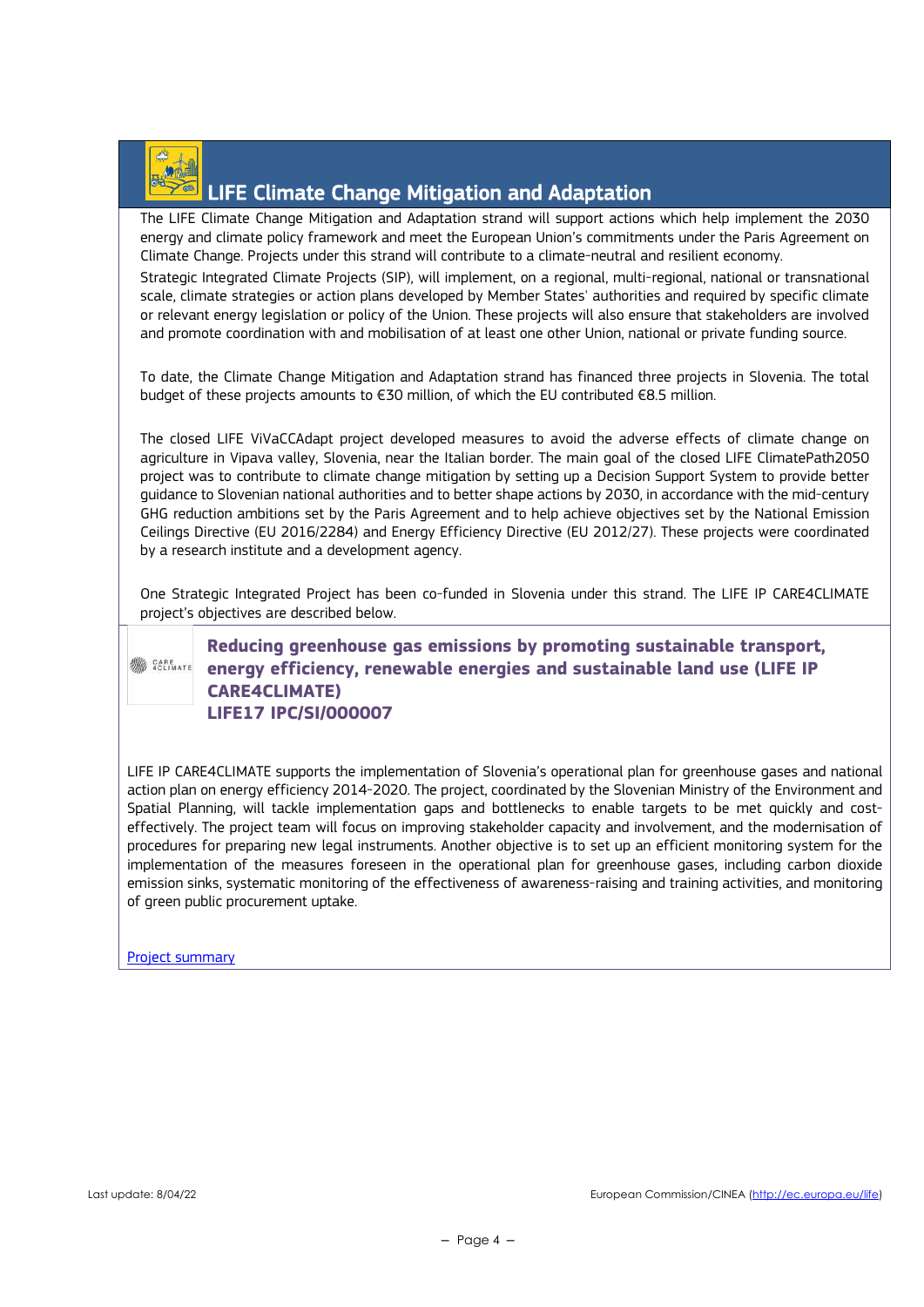## LIFE Climate Change Mitigation and Adaptation

The LIFE Climate Change Mitigation and Adaptation strand will support actions which help implement the 2030 energy and climate policy framework and meet the European Union's commitments under the Paris Agreement on Climate Change. Projects under this strand will contribute to a climate-neutral and resilient economy.

Strategic Integrated Climate Projects (SIP), will implement, on a regional, multi-regional, national or transnational scale, climate strategies or action plans developed by Member States' authorities and required by specific climate or relevant energy legislation or policy of the Union. These projects will also ensure that stakeholders are involved and promote coordination with and mobilisation of at least one other Union, national or private funding source.

To date, the Climate Change Mitigation and Adaptation strand has financed three projects in Slovenia. The total budget of these projects amounts to €30 million, of which the EU contributed €8.5 million.

The closed LIFE ViVaCCAdapt project developed measures to avoid the adverse effects of climate change on agriculture in Vipava valley, Slovenia, near the Italian border. The main goal of the closed LIFE ClimatePath2050 project was to contribute to climate change mitigation by setting up a Decision Support System to provide better guidance to Slovenian national authorities and to better shape actions by 2030, in accordance with the mid-century GHG reduction ambitions set by the Paris Agreement and to help achieve objectives set by the National Emission Ceilings Directive (EU 2016/2284) and Energy Efficiency Directive (EU 2012/27). These projects were coordinated by a research institute and a development agency.

One Strategic Integrated Project has been co-funded in Slovenia under this strand. The LIFE IP CARE4CLIMATE project's objectives are described below.

### Reducing greenhouse gas emissions by promoting sustainable transport, energy efficiency, renewable energies and sustainable land use (LIFE IP CARE4CLIMATE)
### LIFE17 IPC/SI/000007

LIFE IP CARE4CLIMATE supports the implementation of Slovenia's operational plan for greenhouse gases and national action plan on energy efficiency 2014-2020. The project, coordinated by the Slovenian Ministry of the Environment and Spatial Planning, will tackle implementation gaps and bottlenecks to enable targets to be met quickly and cost-effectively. The project team will focus on improving stakeholder capacity and involvement, and the modernisation of procedures for preparing new legal instruments. Another objective is to set up an efficient monitoring system for the implementation of the measures foreseen in the operational plan for greenhouse gases, including carbon dioxide emission sinks, systematic monitoring of the effectiveness of awareness-raising and training activities, and monitoring of green public procurement uptake.

[Project summary]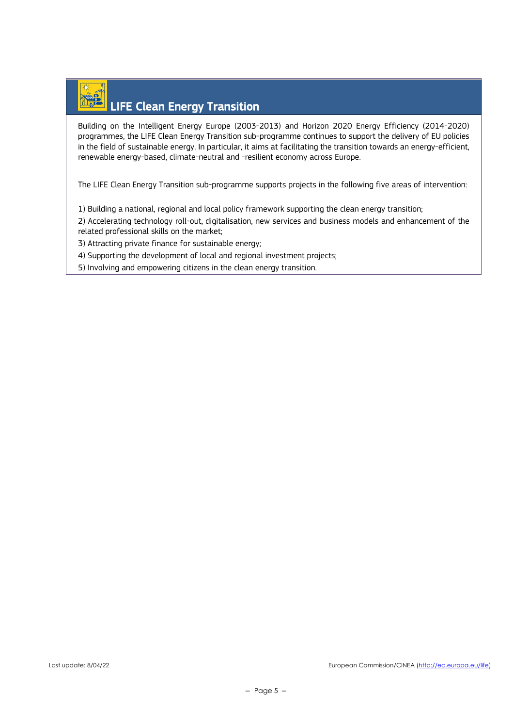## LIFE Clean Energy Transition

Building on the Intelligent Energy Europe (2003-2013) and Horizon 2020 Energy Efficiency (2014-2020) programmes, the LIFE Clean Energy Transition sub-programme continues to support the delivery of EU policies in the field of sustainable energy. In particular, it aims at facilitating the transition towards an energy-efficient, renewable energy-based, climate-neutral and -resilient economy across Europe.

The LIFE Clean Energy Transition sub-programme supports projects in the following five areas of intervention:

1) Building a national, regional and local policy framework supporting the clean energy transition;

2) Accelerating technology roll-out, digitalisation, new services and business models and enhancement of the related professional skills on the market;

3) Attracting private finance for sustainable energy;

4) Supporting the development of local and regional investment projects;

5) Involving and empowering citizens in the clean energy transition.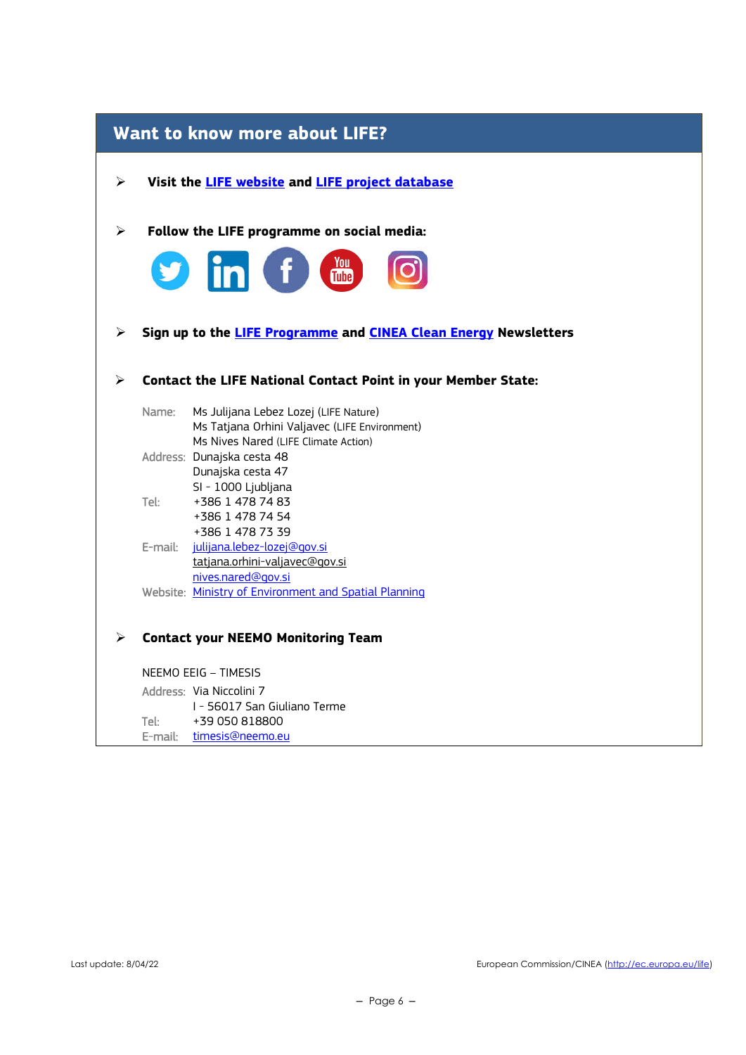## Want to know more about LIFE?

- **Visit the LIFE website and LIFE project database**

- **Follow the LIFE programme on social media:**

- **Sign up to the LIFE Programme and CINEA Clean Energy Newsletters**

- **Contact the LIFE National Contact Point in your Member State:**

  Name: Ms Julijana Lebez Lozej (LIFE Nature)
  Ms Tatjana Orhini Valjavec (LIFE Environment)
  Ms Nives Nared (LIFE Climate Action)
  Address: Dunajska cesta 48
  Dunajska cesta 47
  SI - 1000 Ljubljana
  Tel: +386 1 478 74 83
  +386 1 478 74 54
  +386 1 478 73 39
  E-mail: julijana.lebez-lozej@gov.si
  tatjana.orhini-valjavec@gov.si
  nives.nared@gov.si
  Website: Ministry of Environment and Spatial Planning

- **Contact your NEEMO Monitoring Team**

  NEEMO EEIG – TIMESIS
  Address: Via Niccolini 7
  I - 56017 San Giuliano Terme
  Tel: +39 050 818800
  E-mail: timesis@neemo.eu

Last update: 8/04/22

European Commission/CINEA (http://ec.europa.eu/life)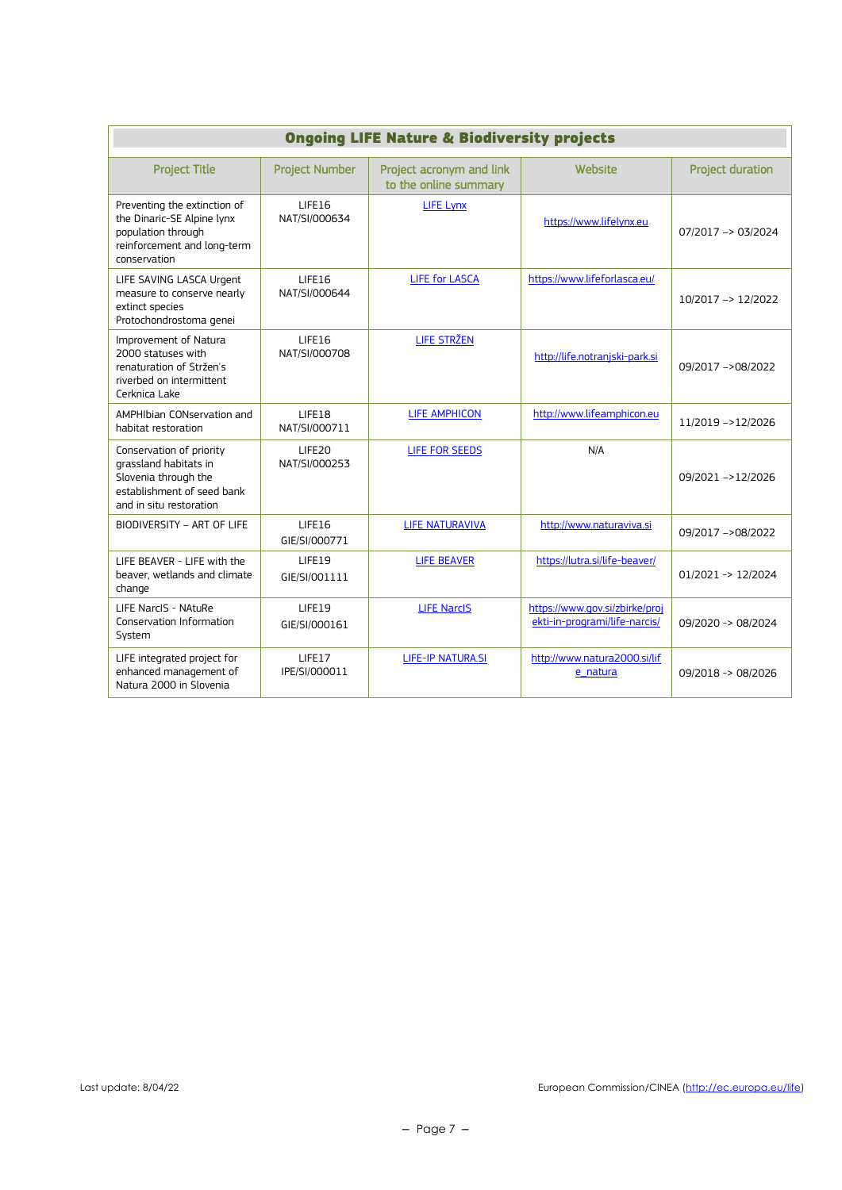| Ongoing LIFE Nature & Biodiversity projects | | | | |
|---|---|---|---|---|
| Project Title | Project Number | Project acronym and link to the online summary | Website | Project duration |
| Preventing the extinction of the Dinaric-SE Alpine lynx population through reinforcement and long-term conservation | LIFE16 NAT/SI/000634 | LIFE Lynx | https://www.lifelynx.eu | 07/2017 -> 03/2024 |
| LIFE SAVING LASCA Urgent measure to conserve nearly extinct species Protochondrostoma genei | LIFE16 NAT/SI/000644 | LIFE for LASCA | https://www.lifeforlasca.eu/ | 10/2017 -> 12/2022 |
| Improvement of Natura 2000 statuses with renaturation of Stržen's riverbed on intermittent Cerknica Lake | LIFE16 NAT/SI/000708 | LIFE STRŽEN | http://life.notranjski-park.si | 09/2017 ->08/2022 |
| AMPHIbian CONservation and habitat restoration | LIFE18 NAT/SI/000711 | LIFE AMPHICON | http://www.lifeamphicon.eu | 11/2019 ->12/2026 |
| Conservation of priority grassland habitats in Slovenia through the establishment of seed bank and in situ restoration | LIFE20 NAT/SI/000253 | LIFE FOR SEEDS | N/A | 09/2021 ->12/2026 |
| BIODIVERSITY – ART OF LIFE | LIFE16 GIE/SI/000771 | LIFE NATURAVIVA | http://www.naturaviva.si | 09/2017 ->08/2022 |
| LIFE BEAVER - LIFE with the beaver, wetlands and climate change | LIFE19 GIE/SI/001111 | LIFE BEAVER | https://lutra.si/life-beaver/ | 01/2021 -> 12/2024 |
| LIFE NarcIS - NAtuRe Conservation Information System | LIFE19 GIE/SI/000161 | LIFE NarcIS | https://www.gov.si/zbirke/projekti-in-programi/life-narcis/ | 09/2020 -> 08/2024 |
| LIFE integrated project for enhanced management of Natura 2000 in Slovenia | LIFE17 IPE/SI/000011 | LIFE-IP NATURA.SI | http://www.natura2000.si/life_natura | 09/2018 -> 08/2026 |

Last update: 8/04/22

European Commission/CINEA (http://ec.europa.eu/life)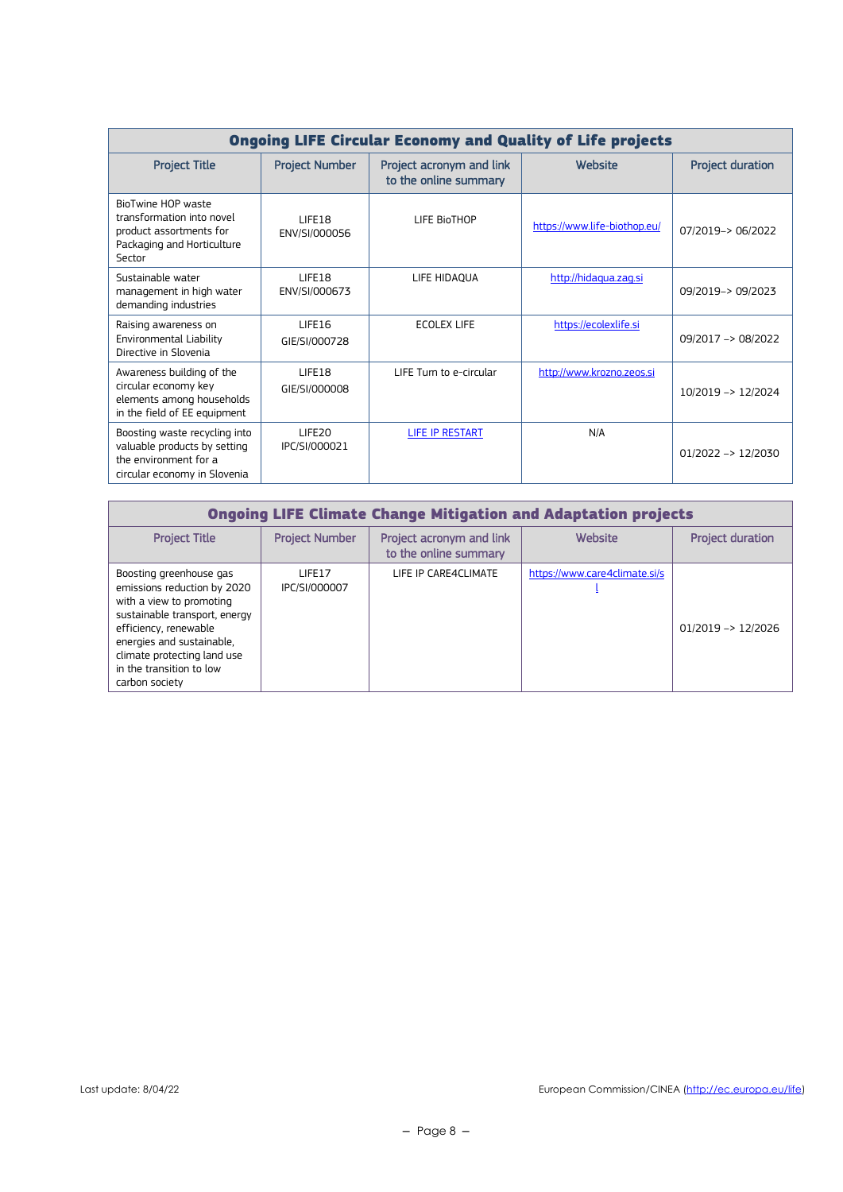| Ongoing LIFE Circular Economy and Quality of Life projects | | | | |
|---|---|---|---|---|
| Project Title | Project Number | Project acronym and link to the online summary | Website | Project duration |
| BioTwine HOP waste transformation into novel product assortments for Packaging and Horticulture Sector | LIFE18 ENV/SI/000056 | LIFE BioTHOP | https://www.life-biothop.eu/ | 07/2019–> 06/2022 |
| Sustainable water management in high water demanding industries | LIFE18 ENV/SI/000673 | LIFE HIDAQUA | http://hidaqua.zag.si | 09/2019–> 09/2023 |
| Raising awareness on Environmental Liability Directive in Slovenia | LIFE16 GIE/SI/000728 | ECOLEX LIFE | https://ecolexlife.si | 09/2017 –> 08/2022 |
| Awareness building of the circular economy key elements among households in the field of EE equipment | LIFE18 GIE/SI/000008 | LIFE Turn to e-circular | http://www.krozno.zeos.si | 10/2019 –> 12/2024 |
| Boosting waste recycling into valuable products by setting the environment for a circular economy in Slovenia | LIFE20 IPC/SI/000021 | LIFE IP RESTART | N/A | 01/2022 –> 12/2030 |

| Ongoing LIFE Climate Change Mitigation and Adaptation projects | | | | |
|---|---|---|---|---|
| Project Title | Project Number | Project acronym and link to the online summary | Website | Project duration |
| Boosting greenhouse gas emissions reduction by 2020 with a view to promoting sustainable transport, energy efficiency, renewable energies and sustainable, climate protecting land use in the transition to low carbon society | LIFE17 IPC/SI/000007 | LIFE IP CARE4CLIMATE | https://www.care4climate.si/sl | 01/2019 –> 12/2026 |

Last update: 8/04/22

European Commission/CINEA (http://ec.europa.eu/life)